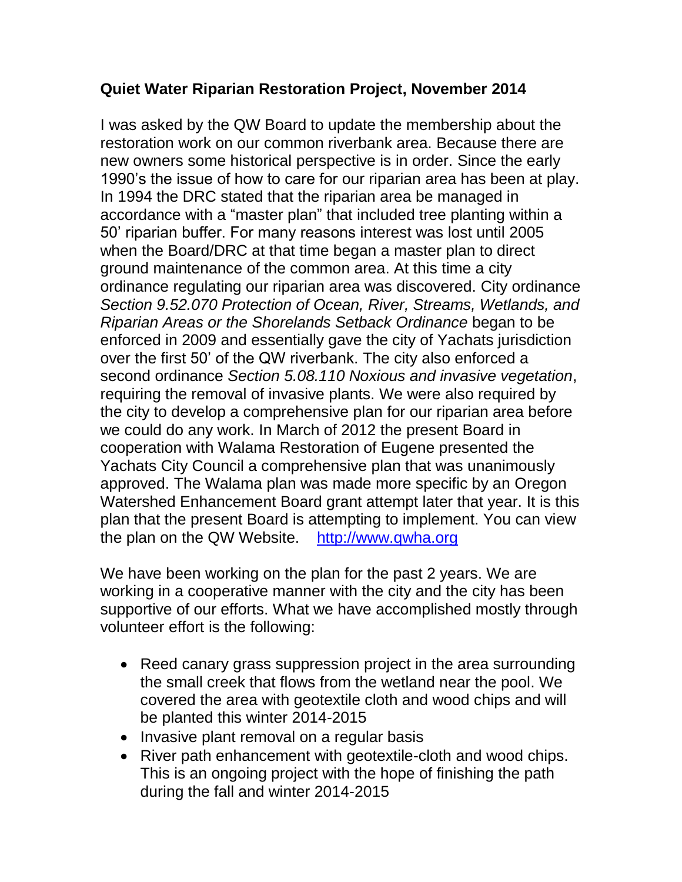**Quiet Water Riparian Restoration Project, November 2014**

I was asked by the QW Board to update the membership about the restoration work on our common riverbank area. Because there are new owners some historical perspective is in order. Since the early 1990's the issue of how to care for our riparian area has been at play. In 1994 the DRC stated that the riparian area be managed in accordance with a "master plan" that included tree planting within a 50' riparian buffer. For many reasons interest was lost until 2005 when the Board/DRC at that time began a master plan to direct ground maintenance of the common area. At this time a city ordinance regulating our riparian area was discovered. City ordinance *Section 9.52.070 Protection of Ocean, River, Streams, Wetlands, and Riparian Areas or the Shorelands Setback Ordinance* began to be enforced in 2009 and essentially gave the city of Yachats jurisdiction over the first 50' of the QW riverbank. The city also enforced a second ordinance *Section 5.08.110 Noxious and invasive vegetation*, requiring the removal of invasive plants. We were also required by the city to develop a comprehensive plan for our riparian area before we could do any work. In March of 2012 the present Board in cooperation with Walama Restoration of Eugene presented the Yachats City Council a comprehensive plan that was unanimously approved. The Walama plan was made more specific by an Oregon Watershed Enhancement Board grant attempt later that year. It is this plan that the present Board is attempting to implement. You can view the plan on the QW Website. [http://www.qwha.org](http://www.qwha.org)

We have been working on the plan for the past 2 years. We are working in a cooperative manner with the city and the city has been supportive of our efforts. What we have accomplished mostly through volunteer effort is the following:

- Reed canary grass suppression project in the area surrounding the small creek that flows from the wetland near the pool. We covered the area with geotextile cloth and wood chips and will be planted this winter 2014-2015
- Invasive plant removal on a regular basis
- River path enhancement with geotextile-cloth and wood chips. This is an ongoing project with the hope of finishing the path during the fall and winter 2014-2015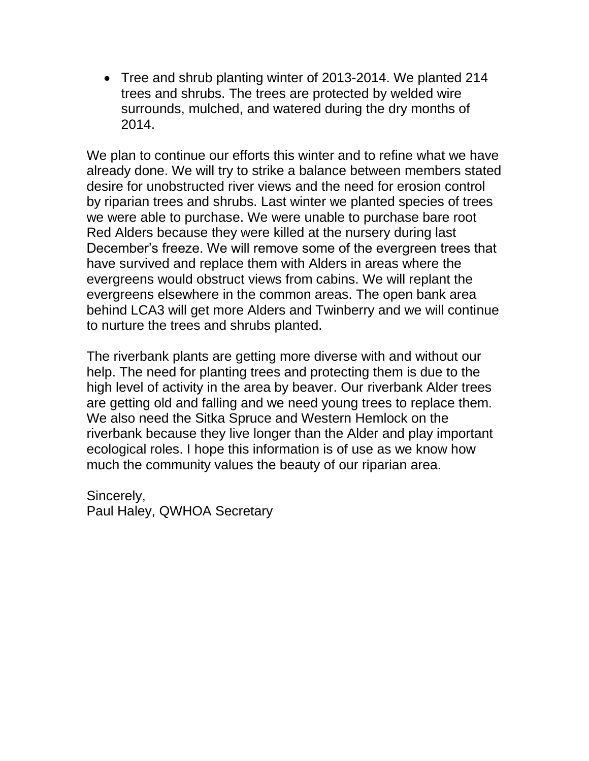- Tree and shrub planting winter of 2013-2014. We planted 214 trees and shrubs. The trees are protected by welded wire surrounds, mulched, and watered during the dry months of 2014.

We plan to continue our efforts this winter and to refine what we have already done. We will try to strike a balance between members stated desire for unobstructed river views and the need for erosion control by riparian trees and shrubs. Last winter we planted species of trees we were able to purchase. We were unable to purchase bare root Red Alders because they were killed at the nursery during last December's freeze. We will remove some of the evergreen trees that have survived and replace them with Alders in areas where the evergreens would obstruct views from cabins. We will replant the evergreens elsewhere in the common areas. The open bank area behind LCA3 will get more Alders and Twinberry and we will continue to nurture the trees and shrubs planted.

The riverbank plants are getting more diverse with and without our help. The need for planting trees and protecting them is due to the high level of activity in the area by beaver. Our riverbank Alder trees are getting old and falling and we need young trees to replace them. We also need the Sitka Spruce and Western Hemlock on the riverbank because they live longer than the Alder and play important ecological roles. I hope this information is of use as we know how much the community values the beauty of our riparian area.

Sincerely,
Paul Haley, QWHOA Secretary